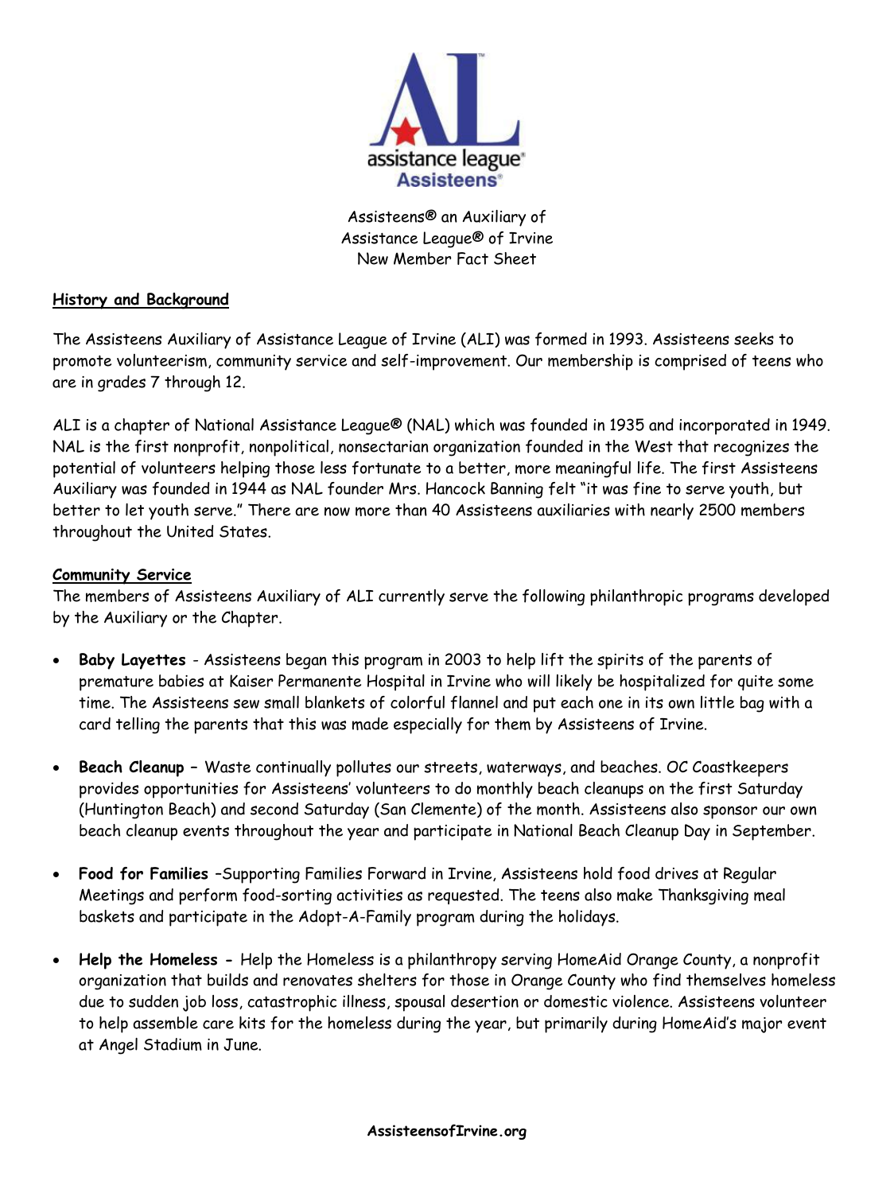Assisteens® an Auxiliary of
Assistance League® of Irvine
New Member Fact Sheet

## History and Background

The Assisteens Auxiliary of Assistance League of Irvine (ALI) was formed in 1993. Assisteens seeks to promote volunteerism, community service and self-improvement. Our membership is comprised of teens who are in grades 7 through 12.

ALI is a chapter of National Assistance League® (NAL) which was founded in 1935 and incorporated in 1949. NAL is the first nonprofit, nonpolitical, nonsectarian organization founded in the West that recognizes the potential of volunteers helping those less fortunate to a better, more meaningful life. The first Assisteens Auxiliary was founded in 1944 as NAL founder Mrs. Hancock Banning felt "it was fine to serve youth, but better to let youth serve." There are now more than 40 Assisteens auxiliaries with nearly 2500 members throughout the United States.

## Community Service

The members of Assisteens Auxiliary of ALI currently serve the following philanthropic programs developed by the Auxiliary or the Chapter.

- **Baby Layettes** - Assisteens began this program in 2003 to help lift the spirits of the parents of premature babies at Kaiser Permanente Hospital in Irvine who will likely be hospitalized for quite some time. The Assisteens sew small blankets of colorful flannel and put each one in its own little bag with a card telling the parents that this was made especially for them by Assisteens of Irvine.

- **Beach Cleanup** – Waste continually pollutes our streets, waterways, and beaches. OC Coastkeepers provides opportunities for Assisteens' volunteers to do monthly beach cleanups on the first Saturday (Huntington Beach) and second Saturday (San Clemente) of the month. Assisteens also sponsor our own beach cleanup events throughout the year and participate in National Beach Cleanup Day in September.

- **Food for Families** –Supporting Families Forward in Irvine, Assisteens hold food drives at Regular Meetings and perform food-sorting activities as requested. The teens also make Thanksgiving meal baskets and participate in the Adopt-A-Family program during the holidays.

- **Help the Homeless -** Help the Homeless is a philanthropy serving HomeAid Orange County, a nonprofit organization that builds and renovates shelters for those in Orange County who find themselves homeless due to sudden job loss, catastrophic illness, spousal desertion or domestic violence. Assisteens volunteer to help assemble care kits for the homeless during the year, but primarily during HomeAid's major event at Angel Stadium in June.

**AssisteensofIrvine.org**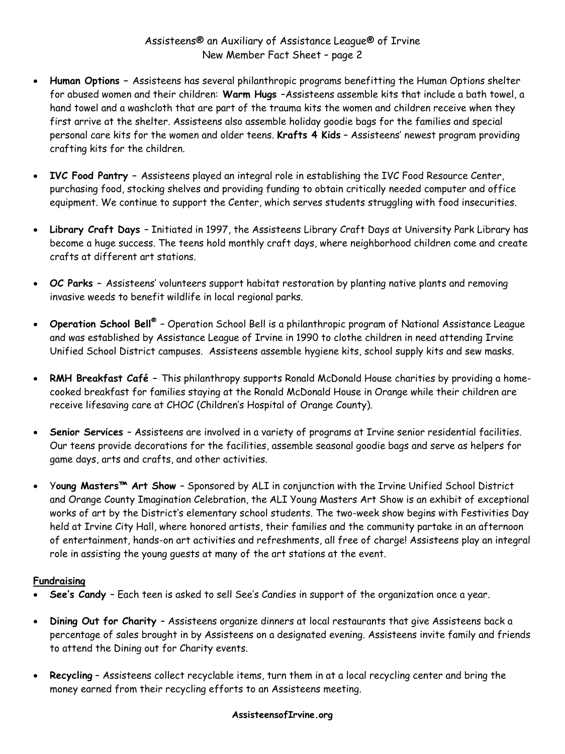- **Human Options –** Assisteens has several philanthropic programs benefitting the Human Options shelter for abused women and their children: **Warm Hugs** –Assisteens assemble kits that include a bath towel, a hand towel and a washcloth that are part of the trauma kits the women and children receive when they first arrive at the shelter. Assisteens also assemble holiday goodie bags for the families and special personal care kits for the women and older teens. **Krafts 4 Kids** – Assisteens' newest program providing crafting kits for the children.

- **IVC Food Pantry –** Assisteens played an integral role in establishing the IVC Food Resource Center, purchasing food, stocking shelves and providing funding to obtain critically needed computer and office equipment. We continue to support the Center, which serves students struggling with food insecurities.

- **Library Craft Days** – Initiated in 1997, the Assisteens Library Craft Days at University Park Library has become a huge success. The teens hold monthly craft days, where neighborhood children come and create crafts at different art stations.

- **OC Parks –** Assisteens' volunteers support habitat restoration by planting native plants and removing invasive weeds to benefit wildlife in local regional parks.

- **Operation School Bell®** – Operation School Bell is a philanthropic program of National Assistance League and was established by Assistance League of Irvine in 1990 to clothe children in need attending Irvine Unified School District campuses. Assisteens assemble hygiene kits, school supply kits and sew masks.

- **RMH Breakfast Café –** This philanthropy supports Ronald McDonald House charities by providing a home-cooked breakfast for families staying at the Ronald McDonald House in Orange while their children are receive lifesaving care at CHOC (Children's Hospital of Orange County).

- **Senior Services** – Assisteens are involved in a variety of programs at Irvine senior residential facilities. Our teens provide decorations for the facilities, assemble seasonal goodie bags and serve as helpers for game days, arts and crafts, and other activities.

- **Young Masters™ Art Show** – Sponsored by ALI in conjunction with the Irvine Unified School District and Orange County Imagination Celebration, the ALI Young Masters Art Show is an exhibit of exceptional works of art by the District's elementary school students. The two-week show begins with Festivities Day held at Irvine City Hall, where honored artists, their families and the community partake in an afternoon of entertainment, hands-on art activities and refreshments, all free of charge! Assisteens play an integral role in assisting the young guests at many of the art stations at the event.

**Fundraising**

- **See's Candy** – Each teen is asked to sell See's Candies in support of the organization once a year.

- **Dining Out for Charity** – Assisteens organize dinners at local restaurants that give Assisteens back a percentage of sales brought in by Assisteens on a designated evening. Assisteens invite family and friends to attend the Dining out for Charity events.

- **Recycling** – Assisteens collect recyclable items, turn them in at a local recycling center and bring the money earned from their recycling efforts to an Assisteens meeting.

**AssisteensofIrvine.org**